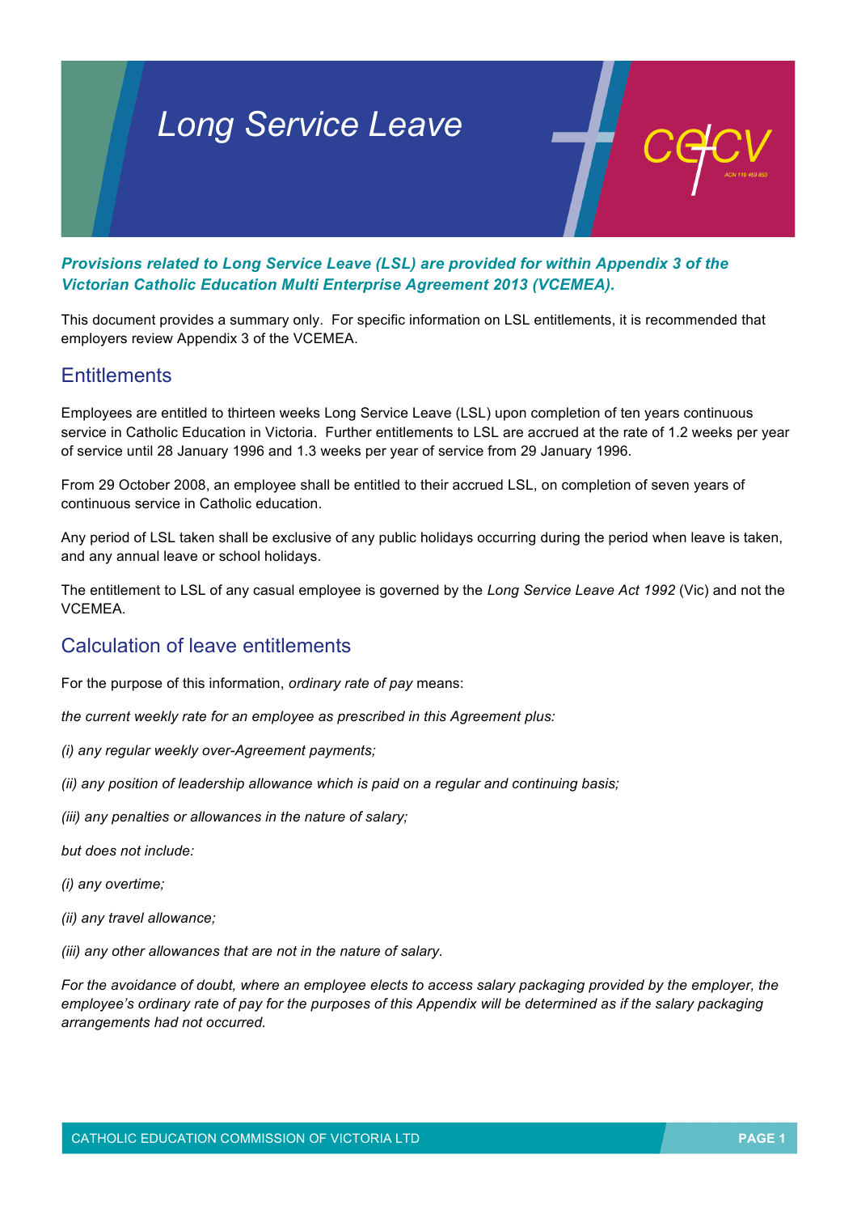# Long Service Leave

***Provisions related to Long Service Leave (LSL) are provided for within Appendix 3 of the Victorian Catholic Education Multi Enterprise Agreement 2013 (VCEMEA).***

This document provides a summary only. For specific information on LSL entitlements, it is recommended that employers review Appendix 3 of the VCEMEA.

## Entitlements

Employees are entitled to thirteen weeks Long Service Leave (LSL) upon completion of ten years continuous service in Catholic Education in Victoria. Further entitlements to LSL are accrued at the rate of 1.2 weeks per year of service until 28 January 1996 and 1.3 weeks per year of service from 29 January 1996.

From 29 October 2008, an employee shall be entitled to their accrued LSL, on completion of seven years of continuous service in Catholic education.

Any period of LSL taken shall be exclusive of any public holidays occurring during the period when leave is taken, and any annual leave or school holidays.

The entitlement to LSL of any casual employee is governed by the *Long Service Leave Act 1992* (Vic) and not the VCEMEA.

## Calculation of leave entitlements

For the purpose of this information, *ordinary rate of pay* means:

*the current weekly rate for an employee as prescribed in this Agreement plus:*

*(i) any regular weekly over-Agreement payments;*

*(ii) any position of leadership allowance which is paid on a regular and continuing basis;*

*(iii) any penalties or allowances in the nature of salary;*

*but does not include:*

*(i) any overtime;*

*(ii) any travel allowance;*

*(iii) any other allowances that are not in the nature of salary.*

*For the avoidance of doubt, where an employee elects to access salary packaging provided by the employer, the employee's ordinary rate of pay for the purposes of this Appendix will be determined as if the salary packaging arrangements had not occurred.*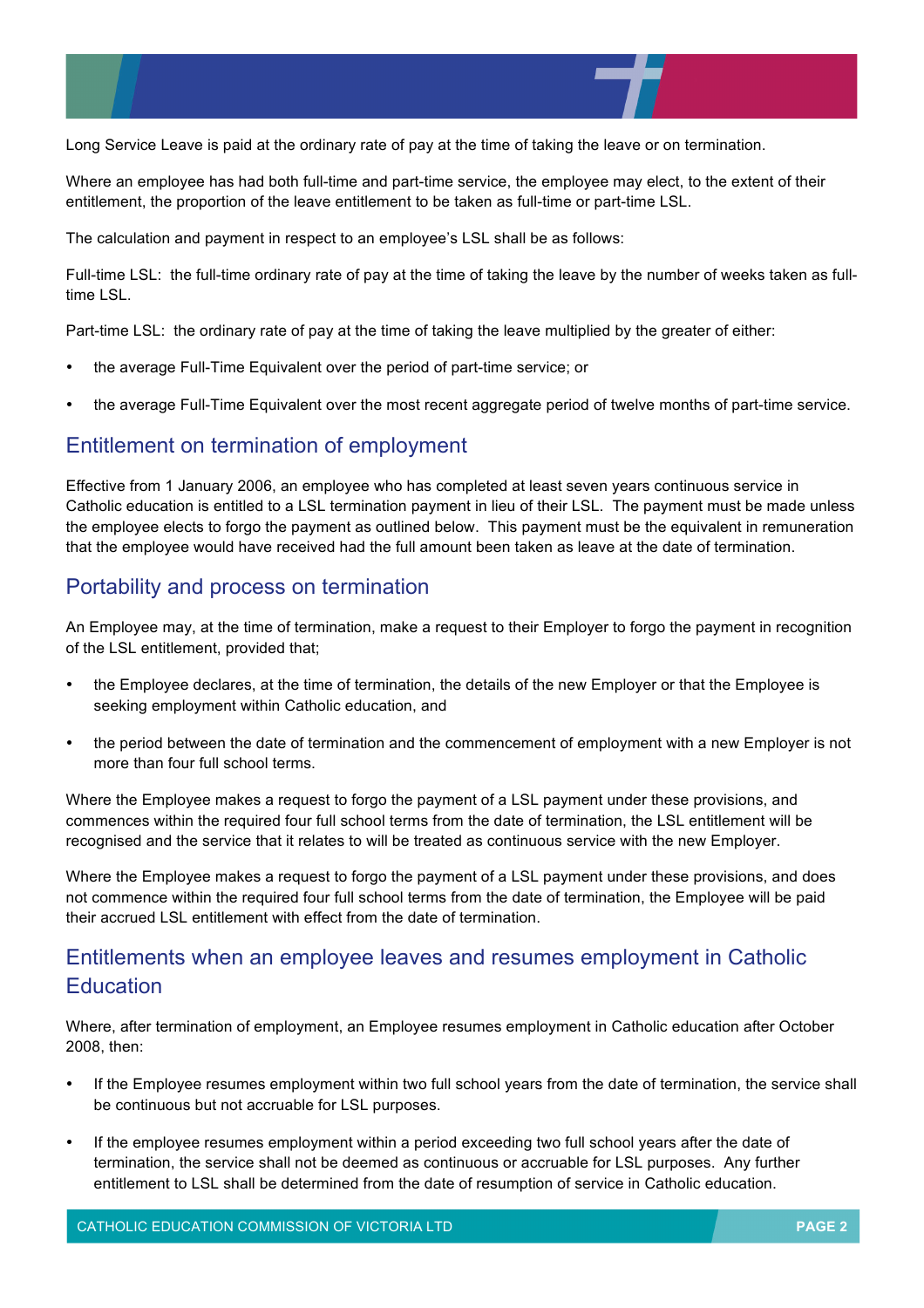Long Service Leave is paid at the ordinary rate of pay at the time of taking the leave or on termination.

Where an employee has had both full-time and part-time service, the employee may elect, to the extent of their entitlement, the proportion of the leave entitlement to be taken as full-time or part-time LSL.

The calculation and payment in respect to an employee's LSL shall be as follows:

Full-time LSL: the full-time ordinary rate of pay at the time of taking the leave by the number of weeks taken as full-time LSL.

Part-time LSL: the ordinary rate of pay at the time of taking the leave multiplied by the greater of either:

- the average Full-Time Equivalent over the period of part-time service; or
- the average Full-Time Equivalent over the most recent aggregate period of twelve months of part-time service.

## Entitlement on termination of employment

Effective from 1 January 2006, an employee who has completed at least seven years continuous service in Catholic education is entitled to a LSL termination payment in lieu of their LSL. The payment must be made unless the employee elects to forgo the payment as outlined below. This payment must be the equivalent in remuneration that the employee would have received had the full amount been taken as leave at the date of termination.

## Portability and process on termination

An Employee may, at the time of termination, make a request to their Employer to forgo the payment in recognition of the LSL entitlement, provided that;

- the Employee declares, at the time of termination, the details of the new Employer or that the Employee is seeking employment within Catholic education, and
- the period between the date of termination and the commencement of employment with a new Employer is not more than four full school terms.

Where the Employee makes a request to forgo the payment of a LSL payment under these provisions, and commences within the required four full school terms from the date of termination, the LSL entitlement will be recognised and the service that it relates to will be treated as continuous service with the new Employer.

Where the Employee makes a request to forgo the payment of a LSL payment under these provisions, and does not commence within the required four full school terms from the date of termination, the Employee will be paid their accrued LSL entitlement with effect from the date of termination.

## Entitlements when an employee leaves and resumes employment in Catholic Education

Where, after termination of employment, an Employee resumes employment in Catholic education after October 2008, then:

- If the Employee resumes employment within two full school years from the date of termination, the service shall be continuous but not accruable for LSL purposes.
- If the employee resumes employment within a period exceeding two full school years after the date of termination, the service shall not be deemed as continuous or accruable for LSL purposes. Any further entitlement to LSL shall be determined from the date of resumption of service in Catholic education.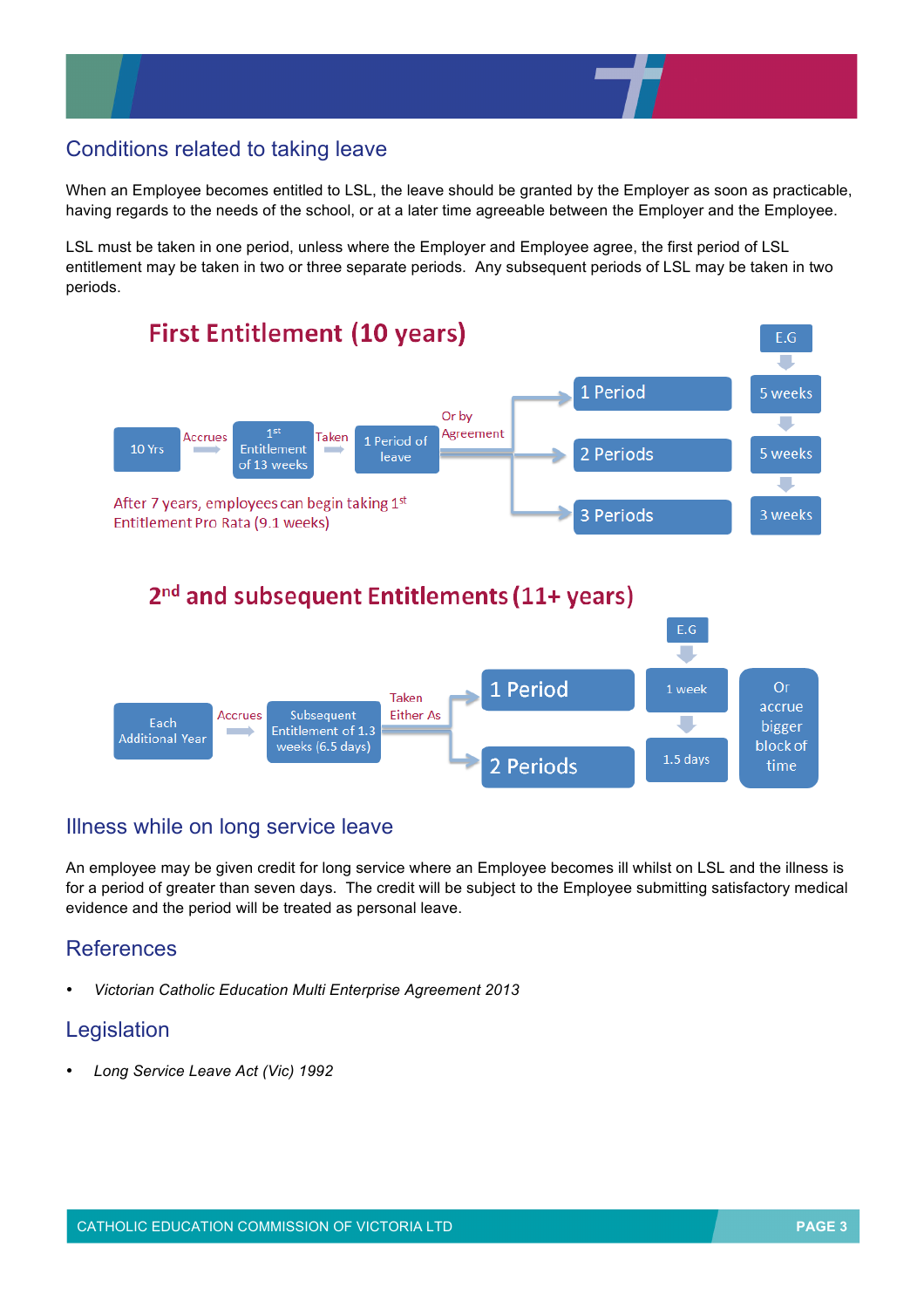## Conditions related to taking leave

When an Employee becomes entitled to LSL, the leave should be granted by the Employer as soon as practicable, having regards to the needs of the school, or at a later time agreeable between the Employer and the Employee.

LSL must be taken in one period, unless where the Employer and Employee agree, the first period of LSL entitlement may be taken in two or three separate periods. Any subsequent periods of LSL may be taken in two periods.

### First Entitlement (10 years)

10 Yrs

Accrues

1st Entitlement of 13 weeks

Taken

1 Period of leave

Or by Agreement

1 Period

2 Periods

3 Periods

E.G

5 weeks

5 weeks

3 weeks

After 7 years, employees can begin taking 1st Entitlement Pro Rata (9.1 weeks)

### 2nd and subsequent Entitlements (11+ years)

Each Additional Year

Accrues

Subsequent Entitlement of 1.3 weeks (6.5 days)

Taken Either As

1 Period

2 Periods

E.G

1 week

1.5 days

Or accrue bigger block of time

## Illness while on long service leave

An employee may be given credit for long service where an Employee becomes ill whilst on LSL and the illness is for a period of greater than seven days. The credit will be subject to the Employee submitting satisfactory medical evidence and the period will be treated as personal leave.

## References

- *Victorian Catholic Education Multi Enterprise Agreement 2013*

## Legislation

- *Long Service Leave Act (Vic) 1992*